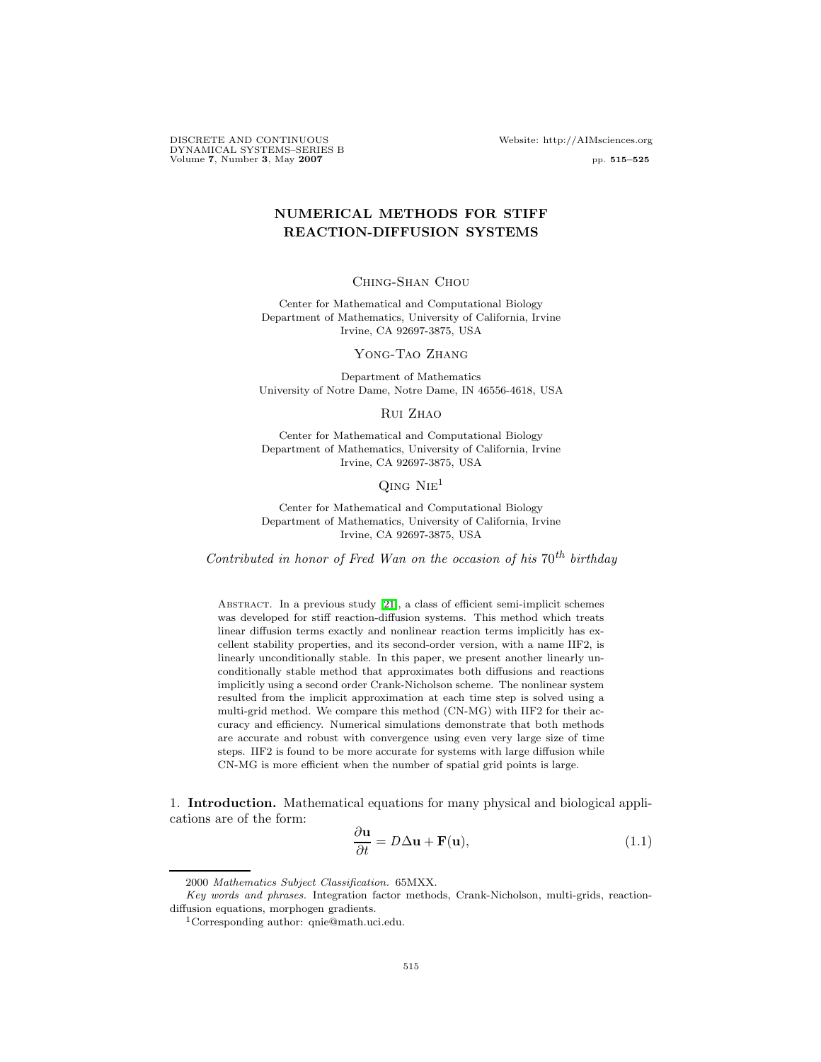# NUMERICAL METHODS FOR STIFF REACTION-DIFFUSION SYSTEMS

Ching-Shan Chou

Center for Mathematical and Computational Biology
Department of Mathematics, University of California, Irvine
Irvine, CA 92697-3875, USA

Yong-Tao Zhang

Department of Mathematics
University of Notre Dame, Notre Dame, IN 46556-4618, USA

Rui Zhao

Center for Mathematical and Computational Biology
Department of Mathematics, University of California, Irvine
Irvine, CA 92697-3875, USA

Qing Nie[1]

Center for Mathematical and Computational Biology
Department of Mathematics, University of California, Irvine
Irvine, CA 92697-3875, USA

*Contributed in honor of Fred Wan on the occasion of his $70^{th}$ birthday*

Abstract. In a previous study [21], a class of efficient semi-implicit schemes was developed for stiff reaction-diffusion systems. This method which treats linear diffusion terms exactly and nonlinear reaction terms implicitly has excellent stability properties, and its second-order version, with a name IIF2, is linearly unconditionally stable. In this paper, we present another linearly unconditionally stable method that approximates both diffusions and reactions implicitly using a second order Crank-Nicholson scheme. The nonlinear system resulted from the implicit approximation at each time step is solved using a multi-grid method. We compare this method (CN-MG) with IIF2 for their accuracy and efficiency. Numerical simulations demonstrate that both methods are accurate and robust with convergence using even very large size of time steps. IIF2 is found to be more accurate for systems with large diffusion while CN-MG is more efficient when the number of spatial grid points is large.

## 1. Introduction.

Mathematical equations for many physical and biological applications are of the form:

$$\frac{\partial \mathbf{u}}{\partial t} = D\Delta \mathbf{u} + \mathbf{F}(\mathbf{u}), \tag{1.1}$$

2000 *Mathematics Subject Classification.* 65MXX.

*Key words and phrases.* Integration factor methods, Crank-Nicholson, multi-grids, reaction-diffusion equations, morphogen gradients.

[1]Corresponding author: qnie@math.uci.edu.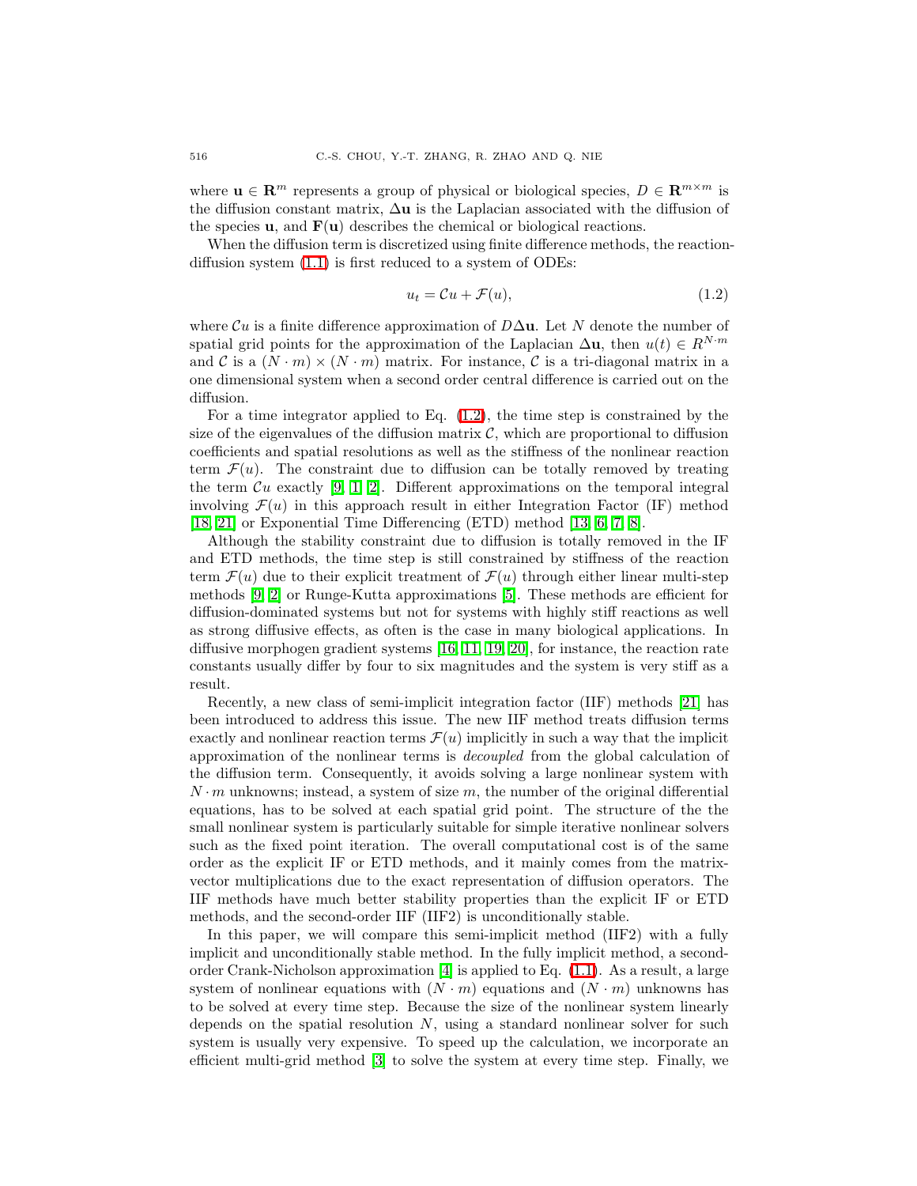where $\mathbf{u} \in \mathbf{R}^m$ represents a group of physical or biological species, $D \in \mathbf{R}^{m\times m}$ is the diffusion constant matrix, $\Delta\mathbf{u}$ is the Laplacian associated with the diffusion of the species $\mathbf{u}$, and $\mathbf{F}(\mathbf{u})$ describes the chemical or biological reactions.

When the diffusion term is discretized using finite difference methods, the reaction-diffusion system (1.1) is first reduced to a system of ODEs:

$$u_t = \mathcal{C}u + \mathcal{F}(u), \tag{1.2}$$

where $\mathcal{C}u$ is a finite difference approximation of $D\Delta\mathbf{u}$. Let $N$ denote the number of spatial grid points for the approximation of the Laplacian $\Delta\mathbf{u}$, then $u(t) \in R^{N\cdot m}$ and $\mathcal{C}$ is a $(N \cdot m) \times (N \cdot m)$ matrix. For instance, $\mathcal{C}$ is a tri-diagonal matrix in a one dimensional system when a second order central difference is carried out on the diffusion.

For a time integrator applied to Eq. (1.2), the time step is constrained by the size of the eigenvalues of the diffusion matrix $\mathcal{C}$, which are proportional to diffusion coefficients and spatial resolutions as well as the stiffness of the nonlinear reaction term $\mathcal{F}(u)$. The constraint due to diffusion can be totally removed by treating the term $\mathcal{C}u$ exactly [9, 1, 2]. Different approximations on the temporal integral involving $\mathcal{F}(u)$ in this approach result in either Integration Factor (IF) method [18, 21] or Exponential Time Differencing (ETD) method [13, 6, 7, 8].

Although the stability constraint due to diffusion is totally removed in the IF and ETD methods, the time step is still constrained by stiffness of the reaction term $\mathcal{F}(u)$ due to their explicit treatment of $\mathcal{F}(u)$ through either linear multi-step methods [9, 2] or Runge-Kutta approximations [5]. These methods are efficient for diffusion-dominated systems but not for systems with highly stiff reactions as well as strong diffusive effects, as often is the case in many biological applications. In diffusive morphogen gradient systems [16, 11, 19, 20], for instance, the reaction rate constants usually differ by four to six magnitudes and the system is very stiff as a result.

Recently, a new class of semi-implicit integration factor (IIF) methods [21] has been introduced to address this issue. The new IIF method treats diffusion terms exactly and nonlinear reaction terms $\mathcal{F}(u)$ implicitly in such a way that the implicit approximation of the nonlinear terms is *decoupled* from the global calculation of the diffusion term. Consequently, it avoids solving a large nonlinear system with $N \cdot m$ unknowns; instead, a system of size $m$, the number of the original differential equations, has to be solved at each spatial grid point. The structure of the the small nonlinear system is particularly suitable for simple iterative nonlinear solvers such as the fixed point iteration. The overall computational cost is of the same order as the explicit IF or ETD methods, and it mainly comes from the matrix-vector multiplications due to the exact representation of diffusion operators. The IIF methods have much better stability properties than the explicit IF or ETD methods, and the second-order IIF (IIF2) is unconditionally stable.

In this paper, we will compare this semi-implicit method (IIF2) with a fully implicit and unconditionally stable method. In the fully implicit method, a second-order Crank-Nicholson approximation [4] is applied to Eq. (1.1). As a result, a large system of nonlinear equations with $(N \cdot m)$ equations and $(N \cdot m)$ unknowns has to be solved at every time step. Because the size of the nonlinear system linearly depends on the spatial resolution $N$, using a standard nonlinear solver for such system is usually very expensive. To speed up the calculation, we incorporate an efficient multi-grid method [3] to solve the system at every time step. Finally, we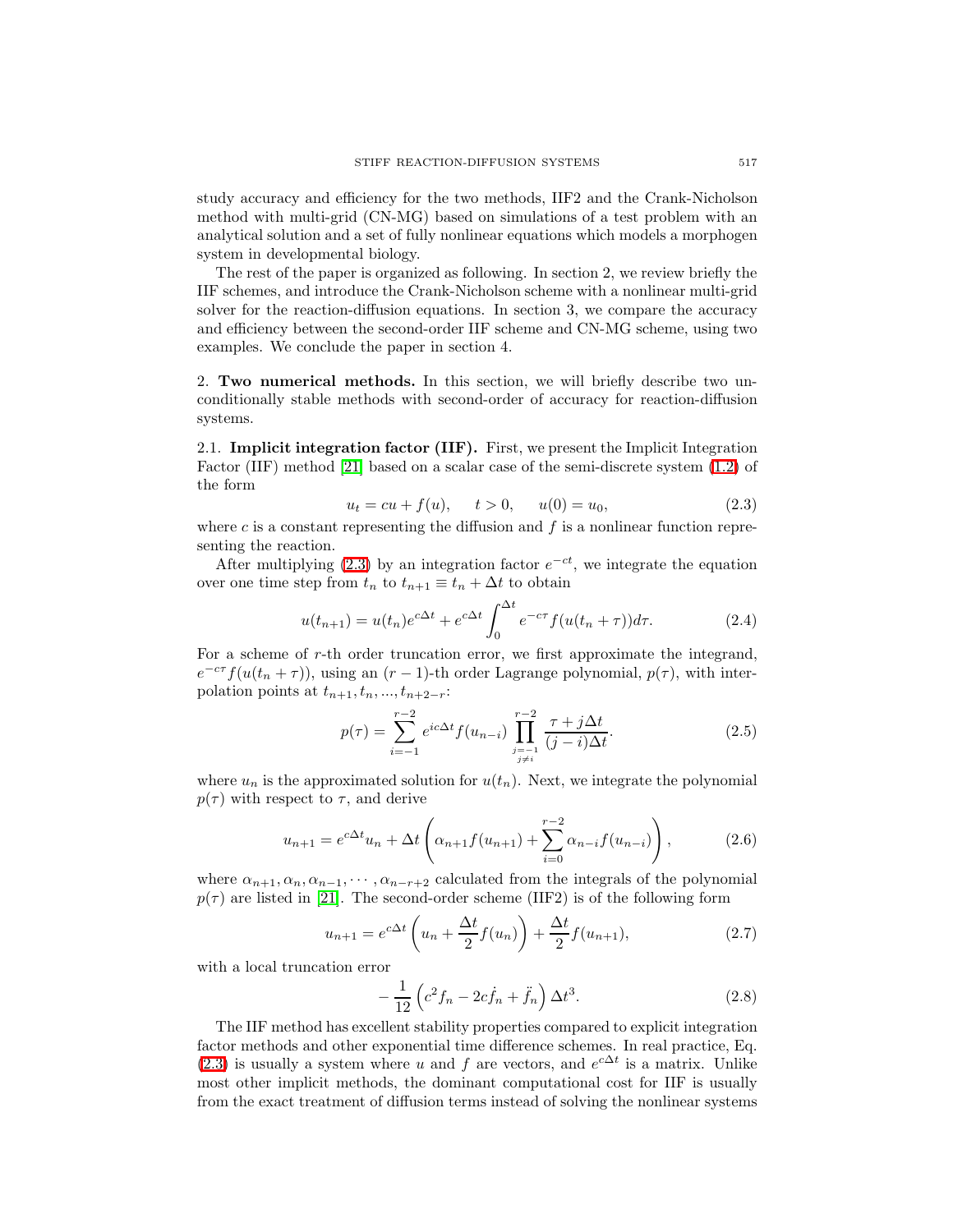study accuracy and efficiency for the two methods, IIF2 and the Crank-Nicholson method with multi-grid (CN-MG) based on simulations of a test problem with an analytical solution and a set of fully nonlinear equations which models a morphogen system in developmental biology.

The rest of the paper is organized as following. In section 2, we review briefly the IIF schemes, and introduce the Crank-Nicholson scheme with a nonlinear multi-grid solver for the reaction-diffusion equations. In section 3, we compare the accuracy and efficiency between the second-order IIF scheme and CN-MG scheme, using two examples. We conclude the paper in section 4.

## 2. Two numerical methods.

In this section, we will briefly describe two unconditionally stable methods with second-order of accuracy for reaction-diffusion systems.

### 2.1. Implicit integration factor (IIF).

First, we present the Implicit Integration Factor (IIF) method [21] based on a scalar case of the semi-discrete system (1.2) of the form

$$u_t = cu + f(u), \qquad t > 0, \qquad u(0) = u_0, \tag{2.3}$$

where $c$ is a constant representing the diffusion and $f$ is a nonlinear function representing the reaction.

After multiplying (2.3) by an integration factor $e^{-ct}$, we integrate the equation over one time step from $t_n$ to $t_{n+1} \equiv t_n + \Delta t$ to obtain

$$u(t_{n+1}) = u(t_n)e^{c\Delta t} + e^{c\Delta t}\int_0^{\Delta t} e^{-c\tau} f(u(t_n + \tau))d\tau. \tag{2.4}$$

For a scheme of $r$-th order truncation error, we first approximate the integrand, $e^{-c\tau} f(u(t_n + \tau))$, using an $(r-1)$-th order Lagrange polynomial, $p(\tau)$, with interpolation points at $t_{n+1}, t_n, ..., t_{n+2-r}$:

$$p(\tau) = \sum_{i=-1}^{r-2} e^{ic\Delta t} f(u_{n-i}) \prod_{\substack{j=-1 \\ j\neq i}}^{r-2} \frac{\tau + j\Delta t}{(j-i)\Delta t}. \tag{2.5}$$

where $u_n$ is the approximated solution for $u(t_n)$. Next, we integrate the polynomial $p(\tau)$ with respect to $\tau$, and derive

$$u_{n+1} = e^{c\Delta t}u_n + \Delta t\left(\alpha_{n+1} f(u_{n+1}) + \sum_{i=0}^{r-2} \alpha_{n-i} f(u_{n-i})\right), \tag{2.6}$$

where $\alpha_{n+1}, \alpha_n, \alpha_{n-1}, \cdots, \alpha_{n-r+2}$ calculated from the integrals of the polynomial $p(\tau)$ are listed in [21]. The second-order scheme (IIF2) is of the following form

$$u_{n+1} = e^{c\Delta t}\left(u_n + \frac{\Delta t}{2} f(u_n)\right) + \frac{\Delta t}{2} f(u_{n+1}), \tag{2.7}$$

with a local truncation error

$$-\frac{1}{12}\left(c^2 f_n - 2c\dot{f}_n + \ddot{f}_n\right)\Delta t^3. \tag{2.8}$$

The IIF method has excellent stability properties compared to explicit integration factor methods and other exponential time difference schemes. In real practice, Eq. (2.3) is usually a system where $u$ and $f$ are vectors, and $e^{c\Delta t}$ is a matrix. Unlike most other implicit methods, the dominant computational cost for IIF is usually from the exact treatment of diffusion terms instead of solving the nonlinear systems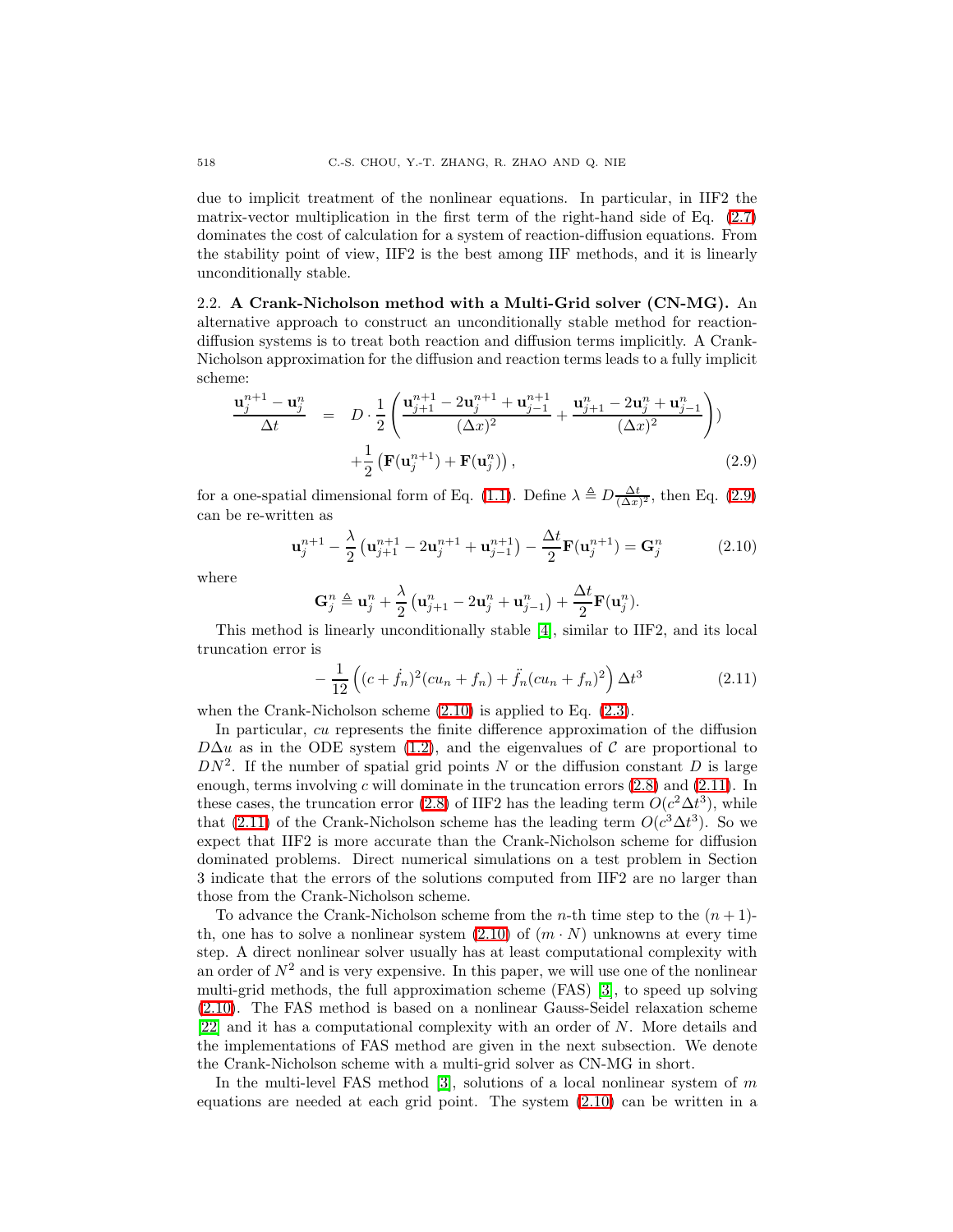due to implicit treatment of the nonlinear equations. In particular, in IIF2 the matrix-vector multiplication in the first term of the right-hand side of Eq. (2.7) dominates the cost of calculation for a system of reaction-diffusion equations. From the stability point of view, IIF2 is the best among IIF methods, and it is linearly unconditionally stable.

### 2.2. A Crank-Nicholson method with a Multi-Grid solver (CN-MG).

An alternative approach to construct an unconditionally stable method for reaction-diffusion systems is to treat both reaction and diffusion terms implicitly. A Crank-Nicholson approximation for the diffusion and reaction terms leads to a fully implicit scheme:

$$
\begin{aligned}
\frac{\mathbf{u}_j^{n+1} - \mathbf{u}_j^n}{\Delta t} &= D \cdot \frac{1}{2}\left(\frac{\mathbf{u}_{j+1}^{n+1} - 2\mathbf{u}_j^{n+1} + \mathbf{u}_{j-1}^{n+1}}{(\Delta x)^2} + \frac{\mathbf{u}_{j+1}^{n} - 2\mathbf{u}_j^{n} + \mathbf{u}_{j-1}^{n}}{(\Delta x)^2}\right)) \\
&\quad + \frac{1}{2}\left(\mathbf{F}(\mathbf{u}_j^{n+1}) + \mathbf{F}(\mathbf{u}_j^n)\right),
\end{aligned}
\tag{2.9}
$$

for a one-spatial dimensional form of Eq. (1.1). Define $\lambda \triangleq D\frac{\Delta t}{(\Delta x)^2}$, then Eq. (2.9) can be re-written as

$$
\mathbf{u}_j^{n+1} - \frac{\lambda}{2}\left(\mathbf{u}_{j+1}^{n+1} - 2\mathbf{u}_j^{n+1} + \mathbf{u}_{j-1}^{n+1}\right) - \frac{\Delta t}{2}\mathbf{F}(\mathbf{u}_j^{n+1}) = \mathbf{G}_j^n \tag{2.10}
$$

where

$$
\mathbf{G}_j^n \triangleq \mathbf{u}_j^n + \frac{\lambda}{2}\left(\mathbf{u}_{j+1}^n - 2\mathbf{u}_j^n + \mathbf{u}_{j-1}^n\right) + \frac{\Delta t}{2}\mathbf{F}(\mathbf{u}_j^n).
$$

This method is linearly unconditionally stable [4], similar to IIF2, and its local truncation error is

$$
-\frac{1}{12}\left((c + \dot{f}_n)^2(cu_n + f_n) + \ddot{f}_n(cu_n + f_n)^2\right)\Delta t^3 \tag{2.11}
$$

when the Crank-Nicholson scheme (2.10) is applied to Eq. (2.3).

In particular, $cu$ represents the finite difference approximation of the diffusion $D\Delta u$ as in the ODE system (1.2), and the eigenvalues of $\mathcal{C}$ are proportional to $DN^2$. If the number of spatial grid points $N$ or the diffusion constant $D$ is large enough, terms involving $c$ will dominate in the truncation errors (2.8) and (2.11). In these cases, the truncation error (2.8) of IIF2 has the leading term $O(c^2\Delta t^3)$, while that (2.11) of the Crank-Nicholson scheme has the leading term $O(c^3\Delta t^3)$. So we expect that IIF2 is more accurate than the Crank-Nicholson scheme for diffusion dominated problems. Direct numerical simulations on a test problem in Section 3 indicate that the errors of the solutions computed from IIF2 are no larger than those from the Crank-Nicholson scheme.

To advance the Crank-Nicholson scheme from the $n$-th time step to the $(n+1)$-th, one has to solve a nonlinear system (2.10) of $(m \cdot N)$ unknowns at every time step. A direct nonlinear solver usually has at least computational complexity with an order of $N^2$ and is very expensive. In this paper, we will use one of the nonlinear multi-grid methods, the full approximation scheme (FAS) [3], to speed up solving (2.10). The FAS method is based on a nonlinear Gauss-Seidel relaxation scheme [22] and it has a computational complexity with an order of $N$. More details and the implementations of FAS method are given in the next subsection. We denote the Crank-Nicholson scheme with a multi-grid solver as CN-MG in short.

In the multi-level FAS method [3], solutions of a local nonlinear system of $m$ equations are needed at each grid point. The system (2.10) can be written in a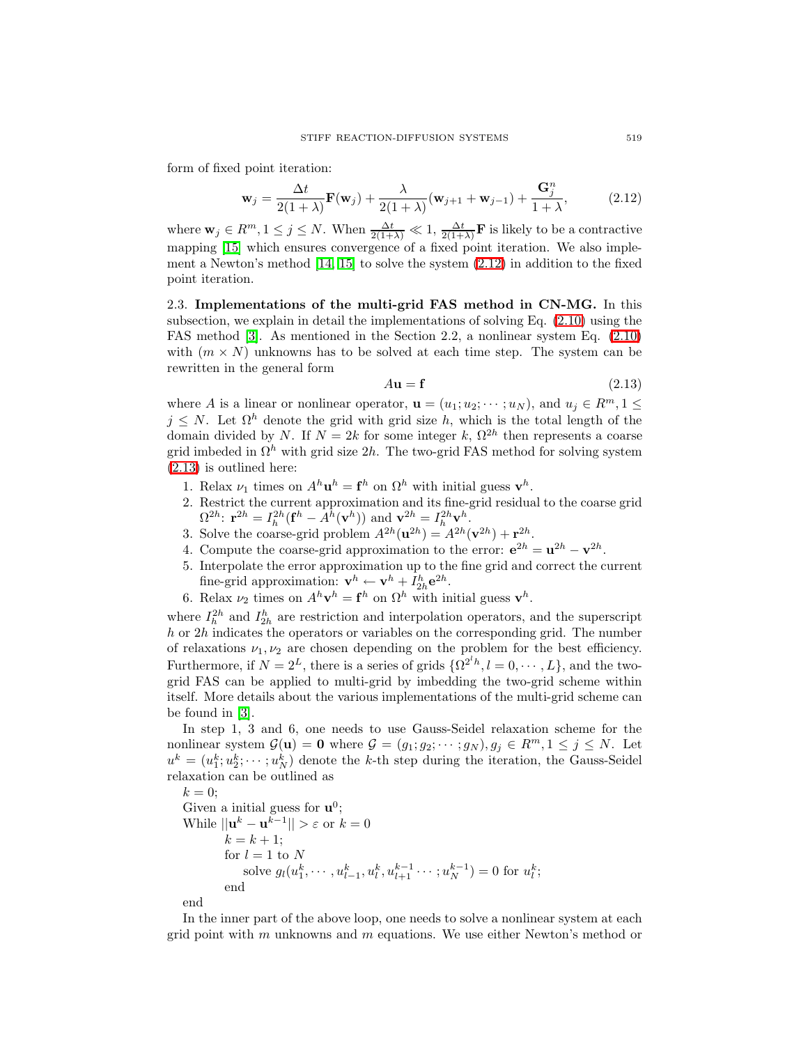form of fixed point iteration:

$$\mathbf{w}_j = \frac{\Delta t}{2(1+\lambda)}\mathbf{F}(\mathbf{w}_j) + \frac{\lambda}{2(1+\lambda)}(\mathbf{w}_{j+1} + \mathbf{w}_{j-1}) + \frac{\mathbf{G}_j^n}{1+\lambda}, \tag{2.12}$$

where $\mathbf{w}_j \in R^m, 1 \le j \le N$. When $\frac{\Delta t}{2(1+\lambda)} \ll 1$, $\frac{\Delta t}{2(1+\lambda)}\mathbf{F}$ is likely to be a contractive mapping [15] which ensures convergence of a fixed point iteration. We also implement a Newton's method [14, 15] to solve the system (2.12) in addition to the fixed point iteration.

**2.3. Implementations of the multi-grid FAS method in CN-MG.** In this subsection, we explain in detail the implementations of solving Eq. (2.10) using the FAS method [3]. As mentioned in the Section 2.2, a nonlinear system Eq. (2.10) with $(m \times N)$ unknowns has to be solved at each time step. The system can be rewritten in the general form

$$A\mathbf{u} = \mathbf{f} \tag{2.13}$$

where $A$ is a linear or nonlinear operator, $\mathbf{u} = (u_1; u_2; \cdots; u_N)$, and $u_j \in R^m, 1 \le j \le N$. Let $\Omega^h$ denote the grid with grid size $h$, which is the total length of the domain divided by $N$. If $N = 2k$ for some integer $k$, $\Omega^{2h}$ then represents a coarse grid imbeded in $\Omega^h$ with grid size $2h$. The two-grid FAS method for solving system (2.13) is outlined here:

1. Relax $\nu_1$ times on $A^h\mathbf{u}^h = \mathbf{f}^h$ on $\Omega^h$ with initial guess $\mathbf{v}^h$.
2. Restrict the current approximation and its fine-grid residual to the coarse grid $\Omega^{2h}$: $\mathbf{r}^{2h} = I_h^{2h}(\mathbf{f}^h - A^h(\mathbf{v}^h))$ and $\mathbf{v}^{2h} = I_h^{2h}\mathbf{v}^h$.
3. Solve the coarse-grid problem $A^{2h}(\mathbf{u}^{2h}) = A^{2h}(\mathbf{v}^{2h}) + \mathbf{r}^{2h}$.
4. Compute the coarse-grid approximation to the error: $\mathbf{e}^{2h} = \mathbf{u}^{2h} - \mathbf{v}^{2h}$.
5. Interpolate the error approximation up to the fine grid and correct the current fine-grid approximation: $\mathbf{v}^h \leftarrow \mathbf{v}^h + I_{2h}^h\mathbf{e}^{2h}$.
6. Relax $\nu_2$ times on $A^h\mathbf{v}^h = \mathbf{f}^h$ on $\Omega^h$ with initial guess $\mathbf{v}^h$.

where $I_h^{2h}$ and $I_{2h}^h$ are restriction and interpolation operators, and the superscript $h$ or $2h$ indicates the operators or variables on the corresponding grid. The number of relaxations $\nu_1, \nu_2$ are chosen depending on the problem for the best efficiency. Furthermore, if $N = 2^L$, there is a series of grids $\{\Omega^{2^l h}, l = 0, \cdots, L\}$, and the two-grid FAS can be applied to multi-grid by imbedding the two-grid scheme within itself. More details about the various implementations of the multi-grid scheme can be found in [3].

In step 1, 3 and 6, one needs to use Gauss-Seidel relaxation scheme for the nonlinear system $\mathcal{G}(\mathbf{u}) = \mathbf{0}$ where $\mathcal{G} = (g_1; g_2; \cdots; g_N), g_j \in R^m, 1 \le j \le N$. Let $u^k = (u_1^k; u_2^k; \cdots; u_N^k)$ denote the $k$-th step during the iteration, the Gauss-Seidel relaxation can be outlined as

```
k = 0;
Given a initial guess for u^0;
While ||u^k − u^{k−1}|| > ε or k = 0
        k = k + 1;
        for l = 1 to N
            solve g_l(u_1^k, ··· , u_{l−1}^k, u_l^k, u_{l+1}^{k−1} ··· ; u_N^{k−1}) = 0 for u_l^k;
        end
end
```

In the inner part of the above loop, one needs to solve a nonlinear system at each grid point with $m$ unknowns and $m$ equations. We use either Newton's method or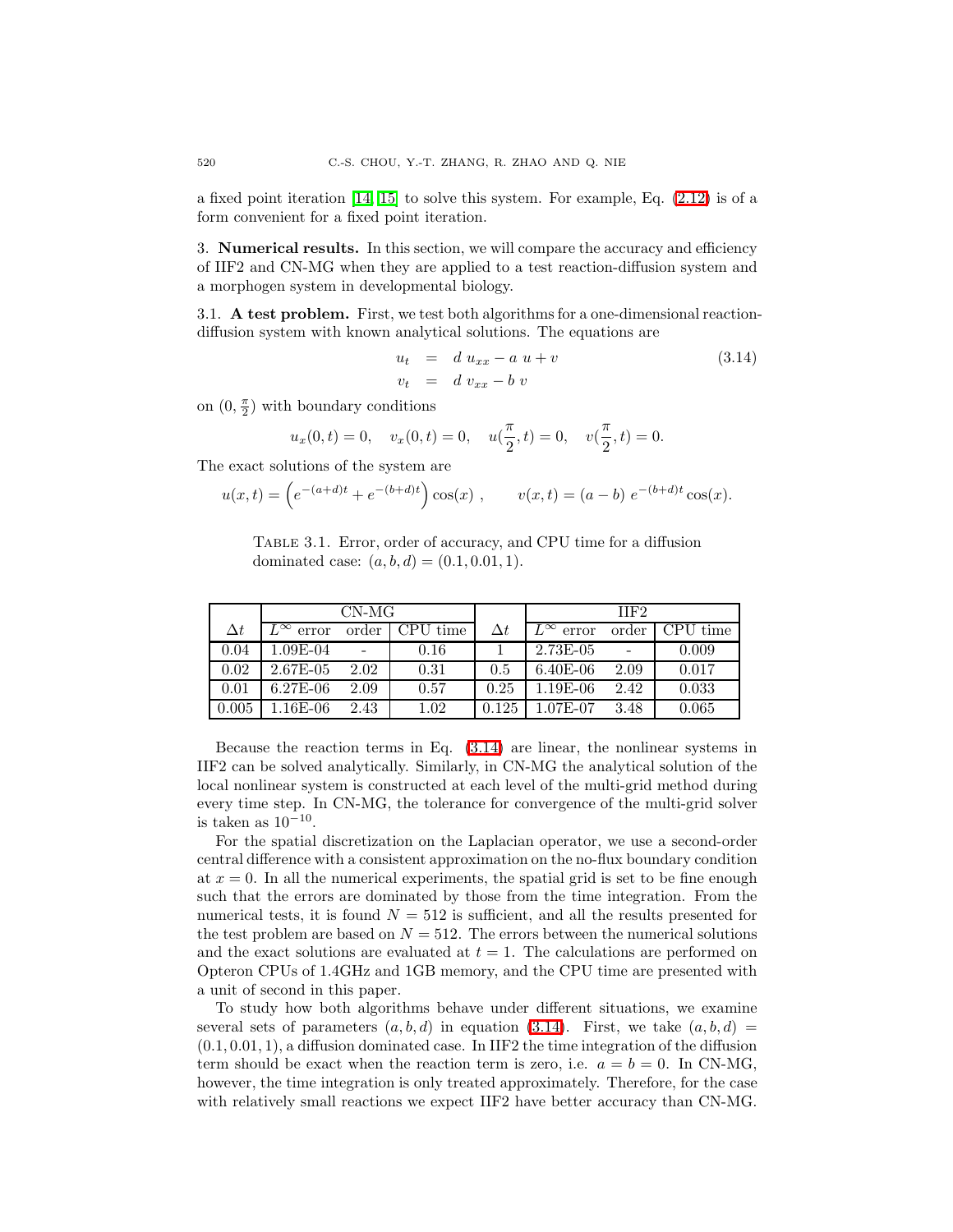a fixed point iteration [14, 15] to solve this system. For example, Eq. (2.12) is of a form convenient for a fixed point iteration.

## 3. Numerical results.

In this section, we will compare the accuracy and efficiency of IIF2 and CN-MG when they are applied to a test reaction-diffusion system and a morphogen system in developmental biology.

### 3.1. A test problem.

First, we test both algorithms for a one-dimensional reaction-diffusion system with known analytical solutions. The equations are

$$
\begin{aligned}
u_t &= d\, u_{xx} - a\, u + v \\
v_t &= d\, v_{xx} - b\, v
\end{aligned}
\tag{3.14}
$$

on $(0, \frac{\pi}{2})$ with boundary conditions

$$
u_x(0,t) = 0, \quad v_x(0,t) = 0, \quad u(\frac{\pi}{2}, t) = 0, \quad v(\frac{\pi}{2}, t) = 0.
$$

The exact solutions of the system are

$$
u(x,t) = \left(e^{-(a+d)t} + e^{-(b+d)t}\right)\cos(x)\ , \qquad v(x,t) = (a-b)\ e^{-(b+d)t}\cos(x).
$$

Table 3.1. Error, order of accuracy, and CPU time for a diffusion dominated case: $(a,b,d) = (0.1, 0.01, 1)$.

| | CN-MG | | | | IIF2 | | |
|---|---|---|---|---|---|---|---|
| $\Delta t$ | $L^\infty$ error | order | CPU time | $\Delta t$ | $L^\infty$ error | order | CPU time |
| 0.04 | 1.09E-04 | - | 0.16 | 1 | 2.73E-05 | - | 0.009 |
| 0.02 | 2.67E-05 | 2.02 | 0.31 | 0.5 | 6.40E-06 | 2.09 | 0.017 |
| 0.01 | 6.27E-06 | 2.09 | 0.57 | 0.25 | 1.19E-06 | 2.42 | 0.033 |
| 0.005 | 1.16E-06 | 2.43 | 1.02 | 0.125 | 1.07E-07 | 3.48 | 0.065 |

Because the reaction terms in Eq. (3.14) are linear, the nonlinear systems in IIF2 can be solved analytically. Similarly, in CN-MG the analytical solution of the local nonlinear system is constructed at each level of the multi-grid method during every time step. In CN-MG, the tolerance for convergence of the multi-grid solver is taken as $10^{-10}$.

For the spatial discretization on the Laplacian operator, we use a second-order central difference with a consistent approximation on the no-flux boundary condition at $x = 0$. In all the numerical experiments, the spatial grid is set to be fine enough such that the errors are dominated by those from the time integration. From the numerical tests, it is found $N = 512$ is sufficient, and all the results presented for the test problem are based on $N = 512$. The errors between the numerical solutions and the exact solutions are evaluated at $t = 1$. The calculations are performed on Opteron CPUs of 1.4GHz and 1GB memory, and the CPU time are presented with a unit of second in this paper.

To study how both algorithms behave under different situations, we examine several sets of parameters $(a, b, d)$ in equation (3.14). First, we take $(a, b, d) = (0.1, 0.01, 1)$, a diffusion dominated case. In IIF2 the time integration of the diffusion term should be exact when the reaction term is zero, i.e. $a = b = 0$. In CN-MG, however, the time integration is only treated approximately. Therefore, for the case with relatively small reactions we expect IIF2 have better accuracy than CN-MG.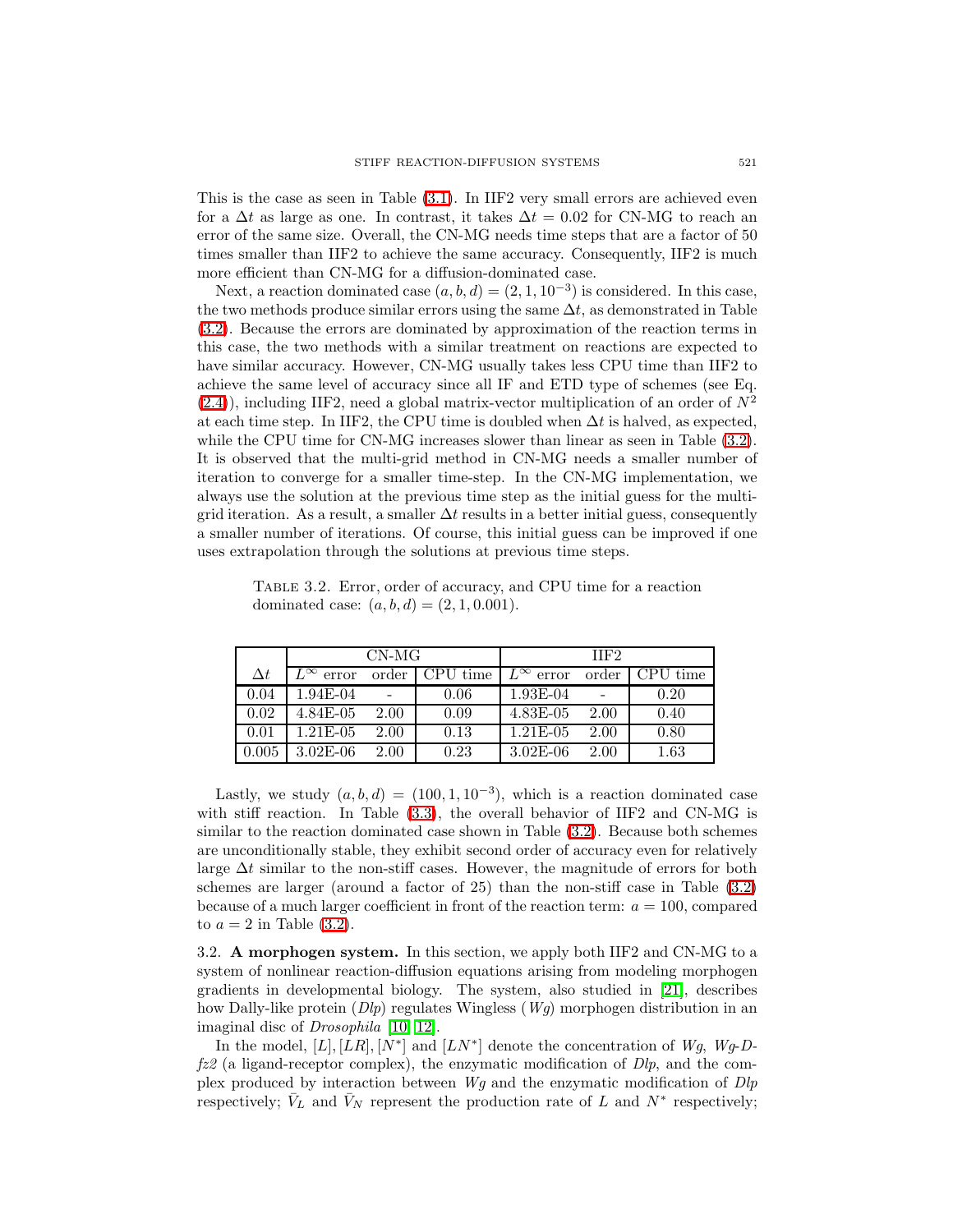This is the case as seen in Table (3.1). In IIF2 very small errors are achieved even for a $\Delta t$ as large as one. In contrast, it takes $\Delta t = 0.02$ for CN-MG to reach an error of the same size. Overall, the CN-MG needs time steps that are a factor of 50 times smaller than IIF2 to achieve the same accuracy. Consequently, IIF2 is much more efficient than CN-MG for a diffusion-dominated case.

Next, a reaction dominated case $(a, b, d) = (2, 1, 10^{-3})$ is considered. In this case, the two methods produce similar errors using the same $\Delta t$, as demonstrated in Table (3.2). Because the errors are dominated by approximation of the reaction terms in this case, the two methods with a similar treatment on reactions are expected to have similar accuracy. However, CN-MG usually takes less CPU time than IIF2 to achieve the same level of accuracy since all IF and ETD type of schemes (see Eq. (2.4)), including IIF2, need a global matrix-vector multiplication of an order of $N^2$ at each time step. In IIF2, the CPU time is doubled when $\Delta t$ is halved, as expected, while the CPU time for CN-MG increases slower than linear as seen in Table (3.2). It is observed that the multi-grid method in CN-MG needs a smaller number of iteration to converge for a smaller time-step. In the CN-MG implementation, we always use the solution at the previous time step as the initial guess for the multi-grid iteration. As a result, a smaller $\Delta t$ results in a better initial guess, consequently a smaller number of iterations. Of course, this initial guess can be improved if one uses extrapolation through the solutions at previous time steps.

Table 3.2. Error, order of accuracy, and CPU time for a reaction dominated case: $(a, b, d) = (2, 1, 0.001)$.

| | CN-MG | | | IIF2 | | |
|---|---|---|---|---|---|---|
| $\Delta t$ | $L^\infty$ error | order | CPU time | $L^\infty$ error | order | CPU time |
| 0.04 | 1.94E-04 | - | 0.06 | 1.93E-04 | - | 0.20 |
| 0.02 | 4.84E-05 | 2.00 | 0.09 | 4.83E-05 | 2.00 | 0.40 |
| 0.01 | 1.21E-05 | 2.00 | 0.13 | 1.21E-05 | 2.00 | 0.80 |
| 0.005 | 3.02E-06 | 2.00 | 0.23 | 3.02E-06 | 2.00 | 1.63 |

Lastly, we study $(a, b, d) = (100, 1, 10^{-3})$, which is a reaction dominated case with stiff reaction. In Table (3.3), the overall behavior of IIF2 and CN-MG is similar to the reaction dominated case shown in Table (3.2). Because both schemes are unconditionally stable, they exhibit second order of accuracy even for relatively large $\Delta t$ similar to the non-stiff cases. However, the magnitude of errors for both schemes are larger (around a factor of 25) than the non-stiff case in Table (3.2) because of a much larger coefficient in front of the reaction term: $a = 100$, compared to $a = 2$ in Table (3.2).

3.2. **A morphogen system.** In this section, we apply both IIF2 and CN-MG to a system of nonlinear reaction-diffusion equations arising from modeling morphogen gradients in developmental biology. The system, also studied in [21], describes how Dally-like protein (*Dlp*) regulates Wingless (*Wg*) morphogen distribution in an imaginal disc of *Drosophila* [10, 12].

In the model, $[L], [LR], [N^*]$ and $[LN^*]$ denote the concentration of *Wg*, *Wg-Dfz2* (a ligand-receptor complex), the enzymatic modification of *Dlp*, and the complex produced by interaction between *Wg* and the enzymatic modification of *Dlp* respectively; $\bar{V}_L$ and $\bar{V}_N$ represent the production rate of $L$ and $N^*$ respectively;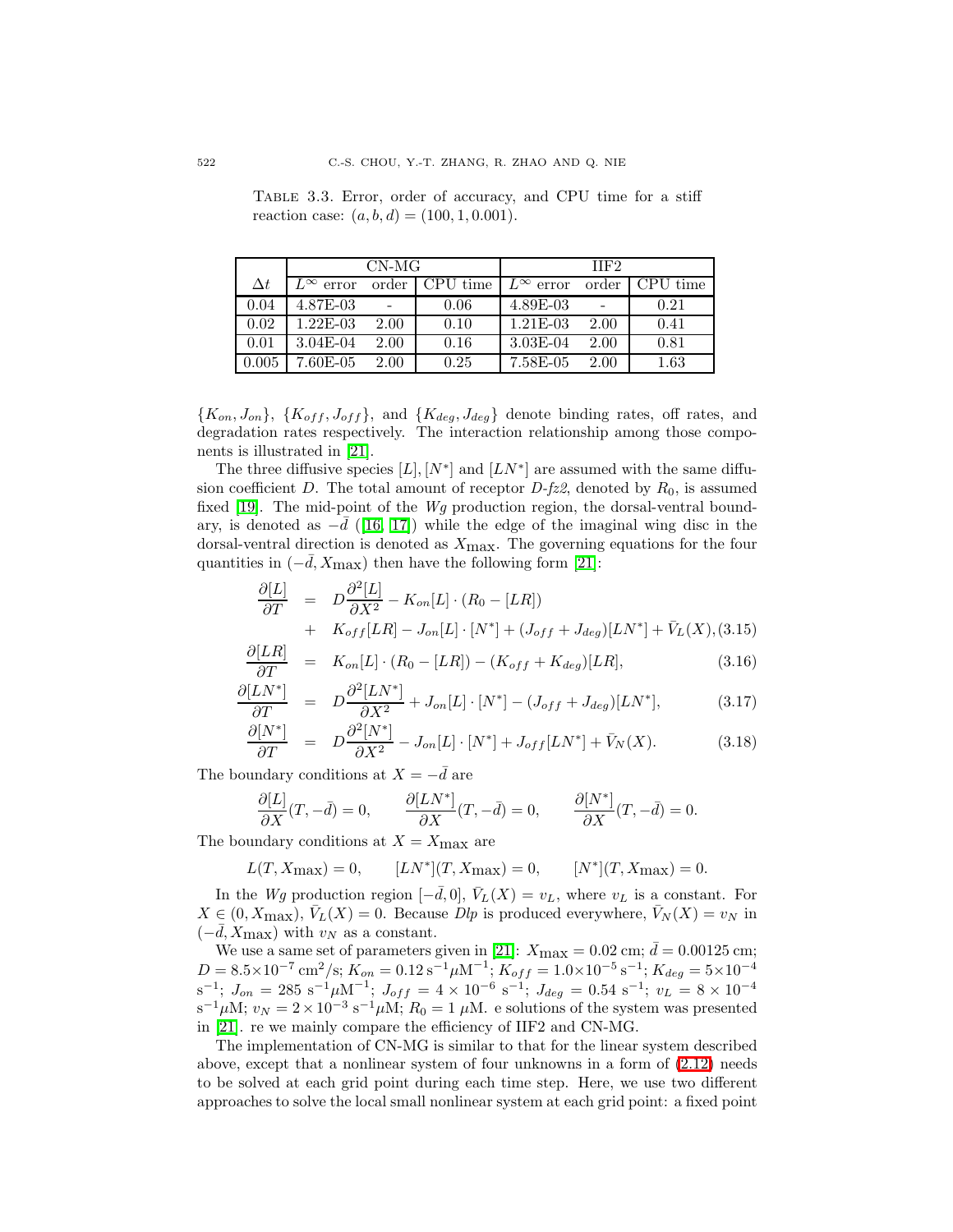Table 3.3. Error, order of accuracy, and CPU time for a stiff reaction case: $(a, b, d) = (100, 1, 0.001)$.

| | CN-MG | | | IIF2 | | |
|---|---|---|---|---|---|---|
| $\Delta t$ | $L^\infty$ error | order | CPU time | $L^\infty$ error | order | CPU time |
| 0.04 | 4.87E-03 | - | 0.06 | 4.89E-03 | - | 0.21 |
| 0.02 | 1.22E-03 | 2.00 | 0.10 | 1.21E-03 | 2.00 | 0.41 |
| 0.01 | 3.04E-04 | 2.00 | 0.16 | 3.03E-04 | 2.00 | 0.81 |
| 0.005 | 7.60E-05 | 2.00 | 0.25 | 7.58E-05 | 2.00 | 1.63 |

$\{K_{on}, J_{on}\}$, $\{K_{off}, J_{off}\}$, and $\{K_{deg}, J_{deg}\}$ denote binding rates, off rates, and degradation rates respectively. The interaction relationship among those components is illustrated in [21].

The three diffusive species $[L], [N^*]$ and $[LN^*]$ are assumed with the same diffusion coefficient $D$. The total amount of receptor *D-fz2*, denoted by $R_0$, is assumed fixed [19]. The mid-point of the *Wg* production region, the dorsal-ventral boundary, is denoted as $-\bar{d}$ ([16, 17]) while the edge of the imaginal wing disc in the dorsal-ventral direction is denoted as $X_{\max}$. The governing equations for the four quantities in $(-\bar{d}, X_{\max})$ then have the following form [21]:

$$
\begin{aligned}
\frac{\partial [L]}{\partial T} &= D\frac{\partial^2 [L]}{\partial X^2} - K_{on}[L]\cdot(R_0 - [LR]) \\
&+ K_{off}[LR] - J_{on}[L]\cdot[N^*] + (J_{off} + J_{deg})[LN^*] + \bar{V}_L(X), \quad (3.15)
\end{aligned}
$$

$$
\frac{\partial [LR]}{\partial T} = K_{on}[L]\cdot(R_0 - [LR]) - (K_{off} + K_{deg})[LR], \quad (3.16)
$$

$$
\frac{\partial [LN^*]}{\partial T} = D\frac{\partial^2 [LN^*]}{\partial X^2} + J_{on}[L]\cdot[N^*] - (J_{off} + J_{deg})[LN^*], \quad (3.17)
$$

$$
\frac{\partial [N^*]}{\partial T} = D\frac{\partial^2 [N^*]}{\partial X^2} - J_{on}[L]\cdot[N^*] + J_{off}[LN^*] + \bar{V}_N(X). \quad (3.18)
$$

The boundary conditions at $X = -\bar{d}$ are

$$
\frac{\partial [L]}{\partial X}(T, -\bar{d}) = 0, \qquad \frac{\partial [LN^*]}{\partial X}(T, -\bar{d}) = 0, \qquad \frac{\partial [N^*]}{\partial X}(T, -\bar{d}) = 0.
$$

The boundary conditions at $X = X_{\max}$ are

$$
L(T, X_{\max}) = 0, \qquad [LN^*](T, X_{\max}) = 0, \qquad [N^*](T, X_{\max}) = 0.
$$

In the *Wg* production region $[-\bar{d}, 0]$, $\bar{V}_L(X) = v_L$, where $v_L$ is a constant. For $X \in (0, X_{\max})$, $\bar{V}_L(X) = 0$. Because *Dlp* is produced everywhere, $\bar{V}_N(X) = v_N$ in $(-\bar{d}, X_{\max})$ with $v_N$ as a constant.

We use a same set of parameters given in [21]: $X_{\max} = 0.02$ cm; $\bar{d} = 0.00125$ cm; $D = 8.5\times10^{-7}$ cm$^2$/s; $K_{on} = 0.12\,\text{s}^{-1}\mu\text{M}^{-1}$; $K_{off} = 1.0\times10^{-5}\,\text{s}^{-1}$; $K_{deg} = 5\times10^{-4}$ s$^{-1}$; $J_{on} = 285$ s$^{-1}\mu$M$^{-1}$; $J_{off} = 4\times10^{-6}$ s$^{-1}$; $J_{deg} = 0.54$ s$^{-1}$; $v_L = 8\times10^{-4}$ s$^{-1}\mu$M; $v_N = 2\times10^{-3}$ s$^{-1}\mu$M; $R_0 = 1$ $\mu$M. e solutions of the system was presented in [21]. re we mainly compare the efficiency of IIF2 and CN-MG.

The implementation of CN-MG is similar to that for the linear system described above, except that a nonlinear system of four unknowns in a form of (2.12) needs to be solved at each grid point during each time step. Here, we use two different approaches to solve the local small nonlinear system at each grid point: a fixed point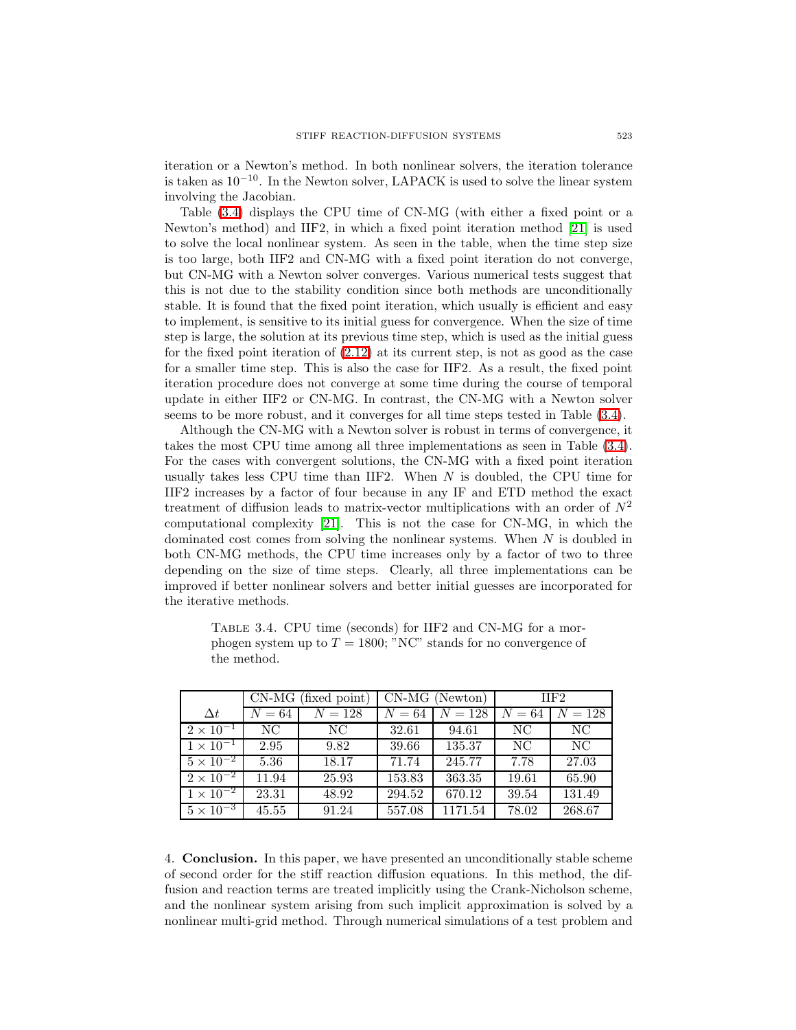iteration or a Newton's method. In both nonlinear solvers, the iteration tolerance is taken as $10^{-10}$. In the Newton solver, LAPACK is used to solve the linear system involving the Jacobian.

Table (3.4) displays the CPU time of CN-MG (with either a fixed point or a Newton's method) and IIF2, in which a fixed point iteration method [21] is used to solve the local nonlinear system. As seen in the table, when the time step size is too large, both IIF2 and CN-MG with a fixed point iteration do not converge, but CN-MG with a Newton solver converges. Various numerical tests suggest that this is not due to the stability condition since both methods are unconditionally stable. It is found that the fixed point iteration, which usually is efficient and easy to implement, is sensitive to its initial guess for convergence. When the size of time step is large, the solution at its previous time step, which is used as the initial guess for the fixed point iteration of (2.12) at its current step, is not as good as the case for a smaller time step. This is also the case for IIF2. As a result, the fixed point iteration procedure does not converge at some time during the course of temporal update in either IIF2 or CN-MG. In contrast, the CN-MG with a Newton solver seems to be more robust, and it converges for all time steps tested in Table (3.4).

Although the CN-MG with a Newton solver is robust in terms of convergence, it takes the most CPU time among all three implementations as seen in Table (3.4). For the cases with convergent solutions, the CN-MG with a fixed point iteration usually takes less CPU time than IIF2. When $N$ is doubled, the CPU time for IIF2 increases by a factor of four because in any IF and ETD method the exact treatment of diffusion leads to matrix-vector multiplications with an order of $N^2$ computational complexity [21]. This is not the case for CN-MG, in which the dominated cost comes from solving the nonlinear systems. When $N$ is doubled in both CN-MG methods, the CPU time increases only by a factor of two to three depending on the size of time steps. Clearly, all three implementations can be improved if better nonlinear solvers and better initial guesses are incorporated for the iterative methods.

Table 3.4. CPU time (seconds) for IIF2 and CN-MG for a morphogen system up to $T = 1800$; "NC" stands for no convergence of the method.

| | CN-MG (fixed point) | | CN-MG (Newton) | | IIF2 | |
|---|---|---|---|---|---|---|
| $\Delta t$ | $N = 64$ | $N = 128$ | $N = 64$ | $N = 128$ | $N = 64$ | $N = 128$ |
| $2 \times 10^{-1}$ | NC | NC | 32.61 | 94.61 | NC | NC |
| $1 \times 10^{-1}$ | 2.95 | 9.82 | 39.66 | 135.37 | NC | NC |
| $5 \times 10^{-2}$ | 5.36 | 18.17 | 71.74 | 245.77 | 7.78 | 27.03 |
| $2 \times 10^{-2}$ | 11.94 | 25.93 | 153.83 | 363.35 | 19.61 | 65.90 |
| $1 \times 10^{-2}$ | 23.31 | 48.92 | 294.52 | 670.12 | 39.54 | 131.49 |
| $5 \times 10^{-3}$ | 45.55 | 91.24 | 557.08 | 1171.54 | 78.02 | 268.67 |

4. **Conclusion.** In this paper, we have presented an unconditionally stable scheme of second order for the stiff reaction diffusion equations. In this method, the diffusion and reaction terms are treated implicitly using the Crank-Nicholson scheme, and the nonlinear system arising from such implicit approximation is solved by a nonlinear multi-grid method. Through numerical simulations of a test problem and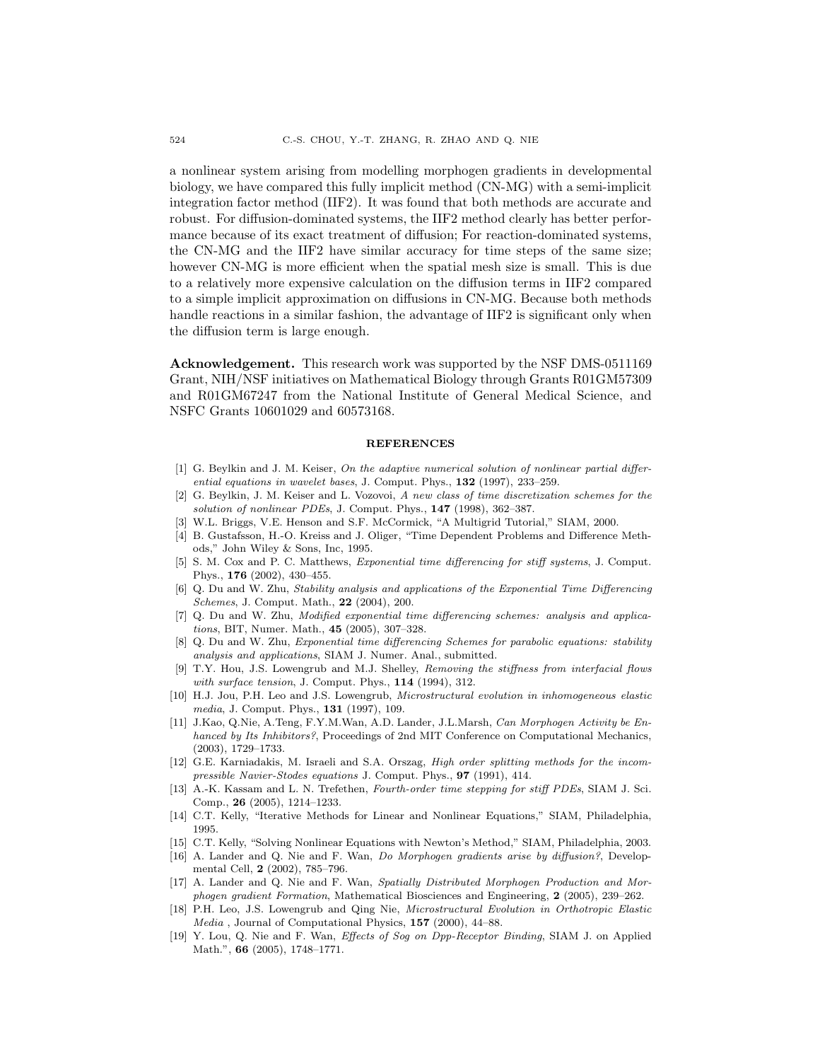a nonlinear system arising from modelling morphogen gradients in developmental biology, we have compared this fully implicit method (CN-MG) with a semi-implicit integration factor method (IIF2). It was found that both methods are accurate and robust. For diffusion-dominated systems, the IIF2 method clearly has better performance because of its exact treatment of diffusion; For reaction-dominated systems, the CN-MG and the IIF2 have similar accuracy for time steps of the same size; however CN-MG is more efficient when the spatial mesh size is small. This is due to a relatively more expensive calculation on the diffusion terms in IIF2 compared to a simple implicit approximation on diffusions in CN-MG. Because both methods handle reactions in a similar fashion, the advantage of IIF2 is significant only when the diffusion term is large enough.

**Acknowledgement.** This research work was supported by the NSF DMS-0511169 Grant, NIH/NSF initiatives on Mathematical Biology through Grants R01GM57309 and R01GM67247 from the National Institute of General Medical Science, and NSFC Grants 10601029 and 60573168.

## REFERENCES

[1] G. Beylkin and J. M. Keiser, *On the adaptive numerical solution of nonlinear partial differential equations in wavelet bases*, J. Comput. Phys., **132** (1997), 233–259.

[2] G. Beylkin, J. M. Keiser and L. Vozovoi, *A new class of time discretization schemes for the solution of nonlinear PDEs*, J. Comput. Phys., **147** (1998), 362–387.

[3] W.L. Briggs, V.E. Henson and S.F. McCormick, "A Multigrid Tutorial," SIAM, 2000.

[4] B. Gustafsson, H.-O. Kreiss and J. Oliger, "Time Dependent Problems and Difference Methods," John Wiley & Sons, Inc, 1995.

[5] S. M. Cox and P. C. Matthews, *Exponential time differencing for stiff systems*, J. Comput. Phys., **176** (2002), 430–455.

[6] Q. Du and W. Zhu, *Stability analysis and applications of the Exponential Time Differencing Schemes*, J. Comput. Math., **22** (2004), 200.

[7] Q. Du and W. Zhu, *Modified exponential time differencing schemes: analysis and applications*, BIT, Numer. Math., **45** (2005), 307–328.

[8] Q. Du and W. Zhu, *Exponential time differencing Schemes for parabolic equations: stability analysis and applications*, SIAM J. Numer. Anal., submitted.

[9] T.Y. Hou, J.S. Lowengrub and M.J. Shelley, *Removing the stiffness from interfacial flows with surface tension*, J. Comput. Phys., **114** (1994), 312.

[10] H.J. Jou, P.H. Leo and J.S. Lowengrub, *Microstructural evolution in inhomogeneous elastic media*, J. Comput. Phys., **131** (1997), 109.

[11] J.Kao, Q.Nie, A.Teng, F.Y.M.Wan, A.D. Lander, J.L.Marsh, *Can Morphogen Activity be Enhanced by Its Inhibitors?*, Proceedings of 2nd MIT Conference on Computational Mechanics, (2003), 1729–1733.

[12] G.E. Karniadakis, M. Israeli and S.A. Orszag, *High order splitting methods for the incompressible Navier-Stodes equations* J. Comput. Phys., **97** (1991), 414.

[13] A.-K. Kassam and L. N. Trefethen, *Fourth-order time stepping for stiff PDEs*, SIAM J. Sci. Comp., **26** (2005), 1214–1233.

[14] C.T. Kelly, "Iterative Methods for Linear and Nonlinear Equations," SIAM, Philadelphia, 1995.

[15] C.T. Kelly, "Solving Nonlinear Equations with Newton's Method," SIAM, Philadelphia, 2003.

[16] A. Lander and Q. Nie and F. Wan, *Do Morphogen gradients arise by diffusion?*, Developmental Cell, **2** (2002), 785–796.

[17] A. Lander and Q. Nie and F. Wan, *Spatially Distributed Morphogen Production and Morphogen gradient Formation*, Mathematical Biosciences and Engineering, **2** (2005), 239–262.

[18] P.H. Leo, J.S. Lowengrub and Qing Nie, *Microstructural Evolution in Orthotropic Elastic Media* , Journal of Computational Physics, **157** (2000), 44–88.

[19] Y. Lou, Q. Nie and F. Wan, *Effects of Sog on Dpp-Receptor Binding*, SIAM J. on Applied Math.", **66** (2005), 1748–1771.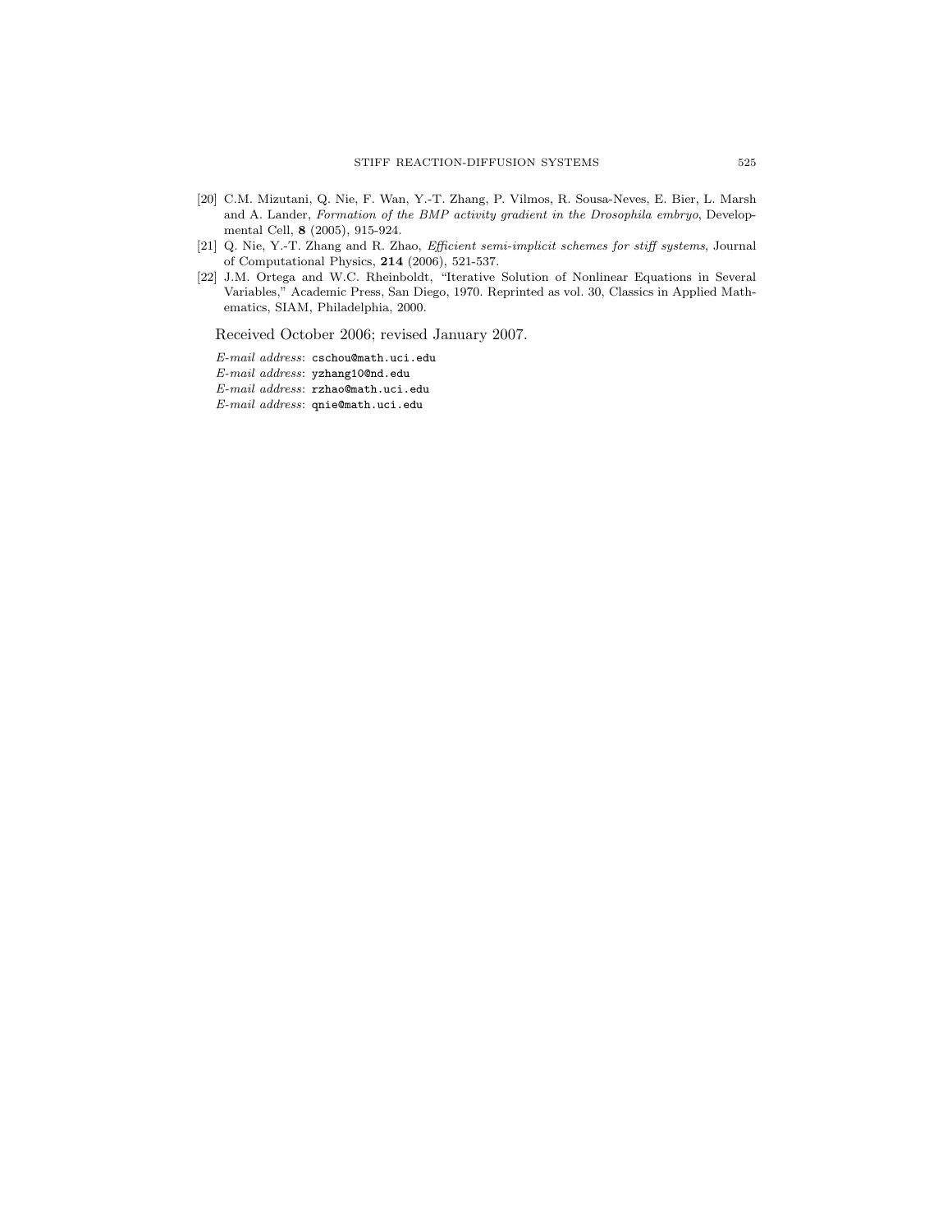[20] C.M. Mizutani, Q. Nie, F. Wan, Y.-T. Zhang, P. Vilmos, R. Sousa-Neves, E. Bier, L. Marsh and A. Lander, *Formation of the BMP activity gradient in the Drosophila embryo*, Developmental Cell, **8** (2005), 915-924.

[21] Q. Nie, Y.-T. Zhang and R. Zhao, *Efficient semi-implicit schemes for stiff systems*, Journal of Computational Physics, **214** (2006), 521-537.

[22] J.M. Ortega and W.C. Rheinboldt, "Iterative Solution of Nonlinear Equations in Several Variables," Academic Press, San Diego, 1970. Reprinted as vol. 30, Classics in Applied Mathematics, SIAM, Philadelphia, 2000.

Received October 2006; revised January 2007.

*E-mail address*: `cschou@math.uci.edu`
*E-mail address*: `yzhang10@nd.edu`
*E-mail address*: `rzhao@math.uci.edu`
*E-mail address*: `qnie@math.uci.edu`